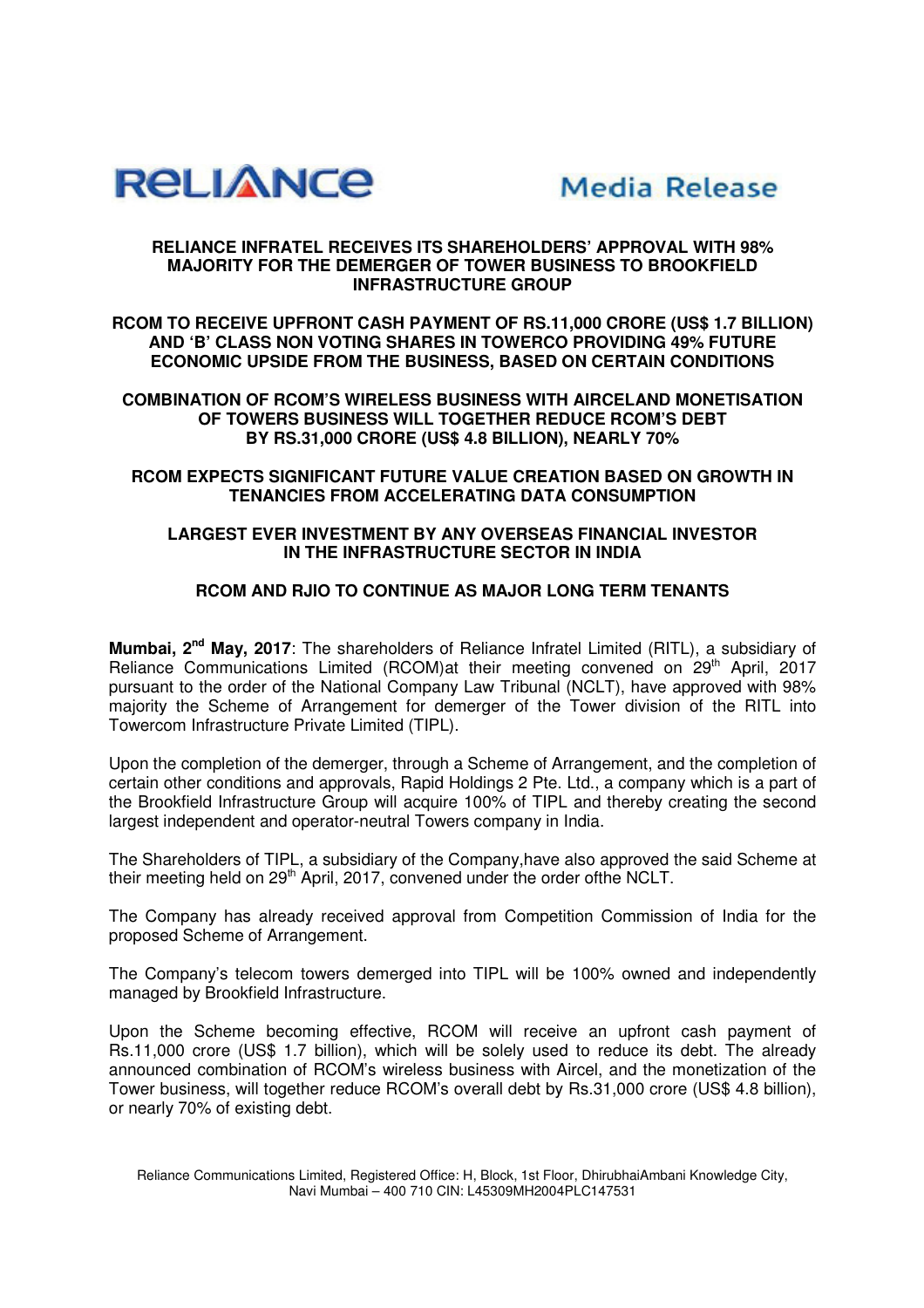**RELIANCE** **Media Release**

**RELIANCE INFRATEL RECEIVES ITS SHAREHOLDERS' APPROVAL WITH 98% MAJORITY FOR THE DEMERGER OF TOWER BUSINESS TO BROOKFIELD INFRASTRUCTURE GROUP**

**RCOM TO RECEIVE UPFRONT CASH PAYMENT OF RS.11,000 CRORE (US$ 1.7 BILLION) AND 'B' CLASS NON VOTING SHARES IN TOWERCO PROVIDING 49% FUTURE ECONOMIC UPSIDE FROM THE BUSINESS, BASED ON CERTAIN CONDITIONS**

**COMBINATION OF RCOM'S WIRELESS BUSINESS WITH AIRCELAND MONETISATION OF TOWERS BUSINESS WILL TOGETHER REDUCE RCOM'S DEBT BY RS.31,000 CRORE (US$ 4.8 BILLION), NEARLY 70%**

**RCOM EXPECTS SIGNIFICANT FUTURE VALUE CREATION BASED ON GROWTH IN TENANCIES FROM ACCELERATING DATA CONSUMPTION**

**LARGEST EVER INVESTMENT BY ANY OVERSEAS FINANCIAL INVESTOR IN THE INFRASTRUCTURE SECTOR IN INDIA**

**RCOM AND RJIO TO CONTINUE AS MAJOR LONG TERM TENANTS**

**Mumbai, 2nd May, 2017**: The shareholders of Reliance Infratel Limited (RITL), a subsidiary of Reliance Communications Limited (RCOM)at their meeting convened on 29th April, 2017 pursuant to the order of the National Company Law Tribunal (NCLT), have approved with 98% majority the Scheme of Arrangement for demerger of the Tower division of the RITL into Towercom Infrastructure Private Limited (TIPL).

Upon the completion of the demerger, through a Scheme of Arrangement, and the completion of certain other conditions and approvals, Rapid Holdings 2 Pte. Ltd., a company which is a part of the Brookfield Infrastructure Group will acquire 100% of TIPL and thereby creating the second largest independent and operator-neutral Towers company in India.

The Shareholders of TIPL, a subsidiary of the Company,have also approved the said Scheme at their meeting held on 29th April, 2017, convened under the order ofthe NCLT.

The Company has already received approval from Competition Commission of India for the proposed Scheme of Arrangement.

The Company's telecom towers demerged into TIPL will be 100% owned and independently managed by Brookfield Infrastructure.

Upon the Scheme becoming effective, RCOM will receive an upfront cash payment of Rs.11,000 crore (US$ 1.7 billion), which will be solely used to reduce its debt. The already announced combination of RCOM's wireless business with Aircel, and the monetization of the Tower business, will together reduce RCOM's overall debt by Rs.31,000 crore (US$ 4.8 billion), or nearly 70% of existing debt.

Reliance Communications Limited, Registered Office: H, Block, 1st Floor, DhirubhaiAmbani Knowledge City, Navi Mumbai – 400 710 CIN: L45309MH2004PLC147531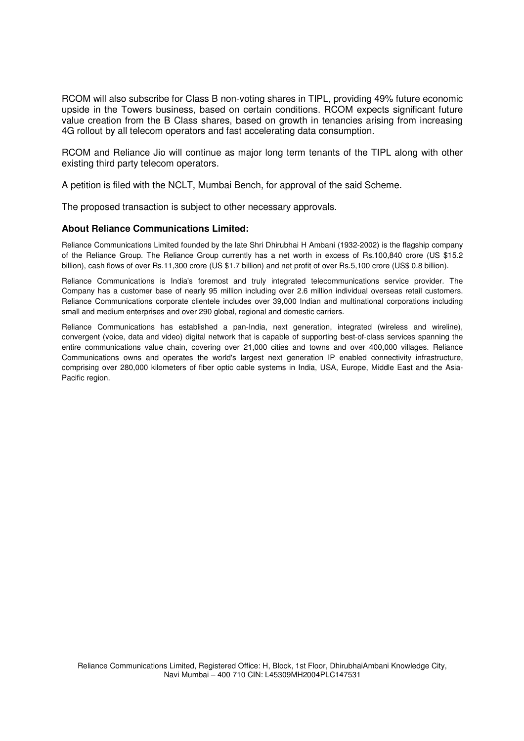RCOM will also subscribe for Class B non-voting shares in TIPL, providing 49% future economic upside in the Towers business, based on certain conditions. RCOM expects significant future value creation from the B Class shares, based on growth in tenancies arising from increasing 4G rollout by all telecom operators and fast accelerating data consumption.

RCOM and Reliance Jio will continue as major long term tenants of the TIPL along with other existing third party telecom operators.

A petition is filed with the NCLT, Mumbai Bench, for approval of the said Scheme.

The proposed transaction is subject to other necessary approvals.

**About Reliance Communications Limited:**

Reliance Communications Limited founded by the late Shri Dhirubhai H Ambani (1932-2002) is the flagship company of the Reliance Group. The Reliance Group currently has a net worth in excess of Rs.100,840 crore (US $15.2 billion), cash flows of over Rs.11,300 crore (US $1.7 billion) and net profit of over Rs.5,100 crore (US$ 0.8 billion).

Reliance Communications is India's foremost and truly integrated telecommunications service provider. The Company has a customer base of nearly 95 million including over 2.6 million individual overseas retail customers. Reliance Communications corporate clientele includes over 39,000 Indian and multinational corporations including small and medium enterprises and over 290 global, regional and domestic carriers.

Reliance Communications has established a pan-India, next generation, integrated (wireless and wireline), convergent (voice, data and video) digital network that is capable of supporting best-of-class services spanning the entire communications value chain, covering over 21,000 cities and towns and over 400,000 villages. Reliance Communications owns and operates the world's largest next generation IP enabled connectivity infrastructure, comprising over 280,000 kilometers of fiber optic cable systems in India, USA, Europe, Middle East and the Asia-Pacific region.

Reliance Communications Limited, Registered Office: H, Block, 1st Floor, DhirubhaiAmbani Knowledge City, Navi Mumbai – 400 710 CIN: L45309MH2004PLC147531